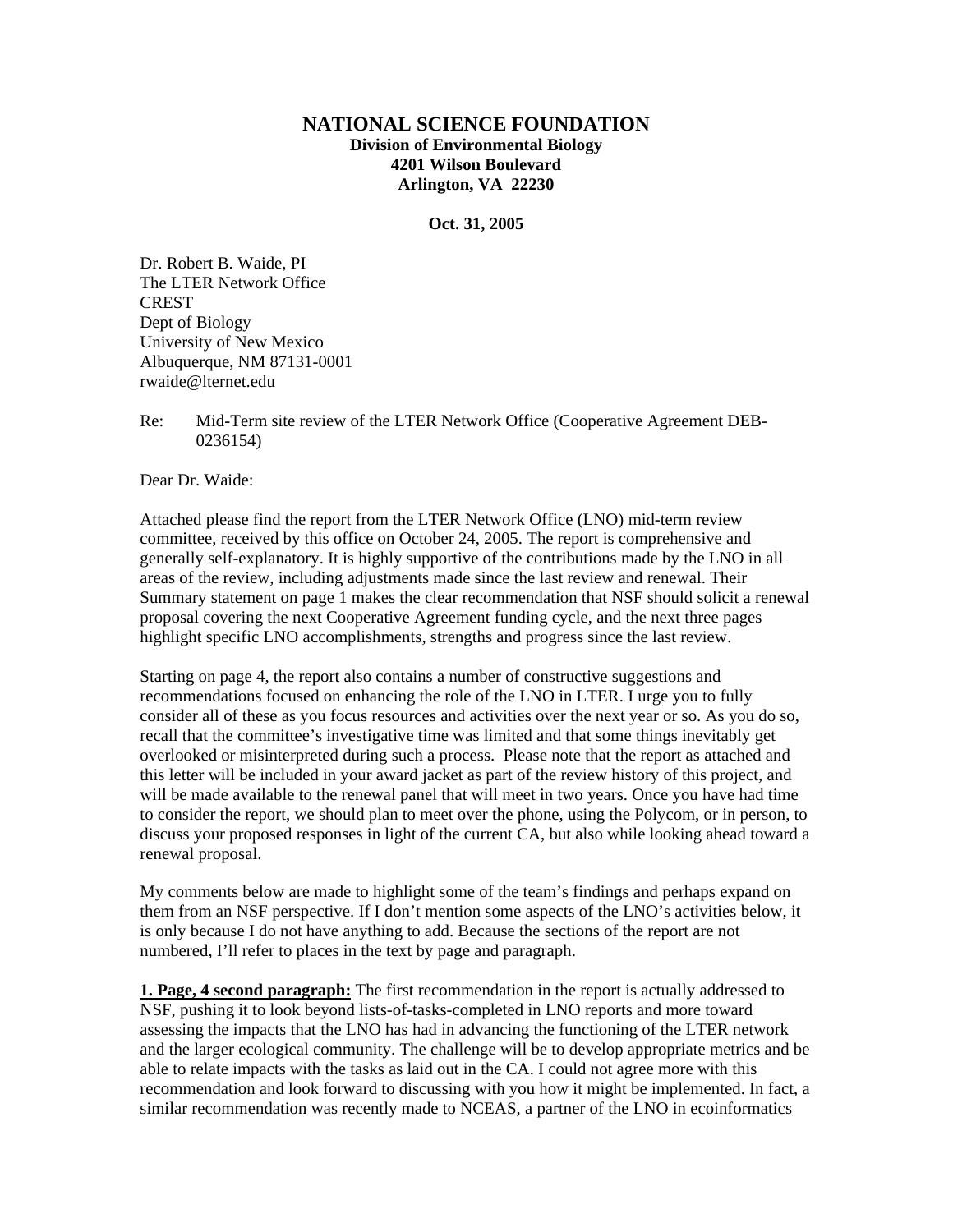# NATIONAL SCIENCE FOUNDATION

**Division of Environmental Biology**
**4201 Wilson Boulevard**
**Arlington, VA 22230**

**Oct. 31, 2005**

Dr. Robert B. Waide, PI
The LTER Network Office
CREST
Dept of Biology
University of New Mexico
Albuquerque, NM 87131-0001
rwaide@lternet.edu

Re: Mid-Term site review of the LTER Network Office (Cooperative Agreement DEB-0236154)

Dear Dr. Waide:

Attached please find the report from the LTER Network Office (LNO) mid-term review committee, received by this office on October 24, 2005. The report is comprehensive and generally self-explanatory. It is highly supportive of the contributions made by the LNO in all areas of the review, including adjustments made since the last review and renewal. Their Summary statement on page 1 makes the clear recommendation that NSF should solicit a renewal proposal covering the next Cooperative Agreement funding cycle, and the next three pages highlight specific LNO accomplishments, strengths and progress since the last review.

Starting on page 4, the report also contains a number of constructive suggestions and recommendations focused on enhancing the role of the LNO in LTER. I urge you to fully consider all of these as you focus resources and activities over the next year or so. As you do so, recall that the committee's investigative time was limited and that some things inevitably get overlooked or misinterpreted during such a process. Please note that the report as attached and this letter will be included in your award jacket as part of the review history of this project, and will be made available to the renewal panel that will meet in two years. Once you have had time to consider the report, we should plan to meet over the phone, using the Polycom, or in person, to discuss your proposed responses in light of the current CA, but also while looking ahead toward a renewal proposal.

My comments below are made to highlight some of the team's findings and perhaps expand on them from an NSF perspective. If I don't mention some aspects of the LNO's activities below, it is only because I do not have anything to add. Because the sections of the report are not numbered, I'll refer to places in the text by page and paragraph.

**1. Page, 4 second paragraph:** The first recommendation in the report is actually addressed to NSF, pushing it to look beyond lists-of-tasks-completed in LNO reports and more toward assessing the impacts that the LNO has had in advancing the functioning of the LTER network and the larger ecological community. The challenge will be to develop appropriate metrics and be able to relate impacts with the tasks as laid out in the CA. I could not agree more with this recommendation and look forward to discussing with you how it might be implemented. In fact, a similar recommendation was recently made to NCEAS, a partner of the LNO in ecoinformatics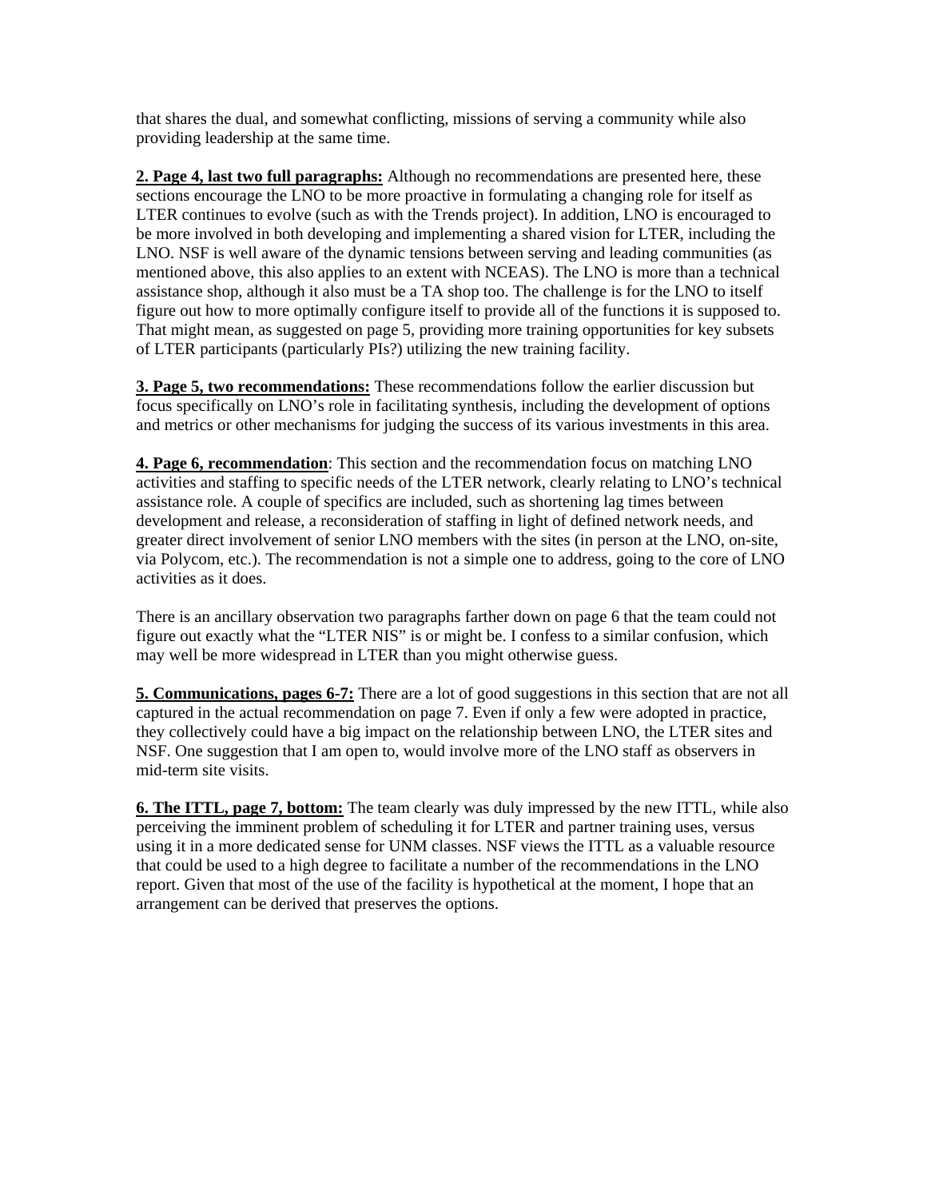that shares the dual, and somewhat conflicting, missions of serving a community while also providing leadership at the same time.

**2. Page 4, last two full paragraphs:** Although no recommendations are presented here, these sections encourage the LNO to be more proactive in formulating a changing role for itself as LTER continues to evolve (such as with the Trends project). In addition, LNO is encouraged to be more involved in both developing and implementing a shared vision for LTER, including the LNO. NSF is well aware of the dynamic tensions between serving and leading communities (as mentioned above, this also applies to an extent with NCEAS). The LNO is more than a technical assistance shop, although it also must be a TA shop too. The challenge is for the LNO to itself figure out how to more optimally configure itself to provide all of the functions it is supposed to. That might mean, as suggested on page 5, providing more training opportunities for key subsets of LTER participants (particularly PIs?) utilizing the new training facility.

**3. Page 5, two recommendations:** These recommendations follow the earlier discussion but focus specifically on LNO's role in facilitating synthesis, including the development of options and metrics or other mechanisms for judging the success of its various investments in this area.

**4. Page 6, recommendation**: This section and the recommendation focus on matching LNO activities and staffing to specific needs of the LTER network, clearly relating to LNO's technical assistance role. A couple of specifics are included, such as shortening lag times between development and release, a reconsideration of staffing in light of defined network needs, and greater direct involvement of senior LNO members with the sites (in person at the LNO, on-site, via Polycom, etc.). The recommendation is not a simple one to address, going to the core of LNO activities as it does.

There is an ancillary observation two paragraphs farther down on page 6 that the team could not figure out exactly what the "LTER NIS" is or might be. I confess to a similar confusion, which may well be more widespread in LTER than you might otherwise guess.

**5. Communications, pages 6-7:** There are a lot of good suggestions in this section that are not all captured in the actual recommendation on page 7. Even if only a few were adopted in practice, they collectively could have a big impact on the relationship between LNO, the LTER sites and NSF. One suggestion that I am open to, would involve more of the LNO staff as observers in mid-term site visits.

**6. The ITTL, page 7, bottom:** The team clearly was duly impressed by the new ITTL, while also perceiving the imminent problem of scheduling it for LTER and partner training uses, versus using it in a more dedicated sense for UNM classes. NSF views the ITTL as a valuable resource that could be used to a high degree to facilitate a number of the recommendations in the LNO report. Given that most of the use of the facility is hypothetical at the moment, I hope that an arrangement can be derived that preserves the options.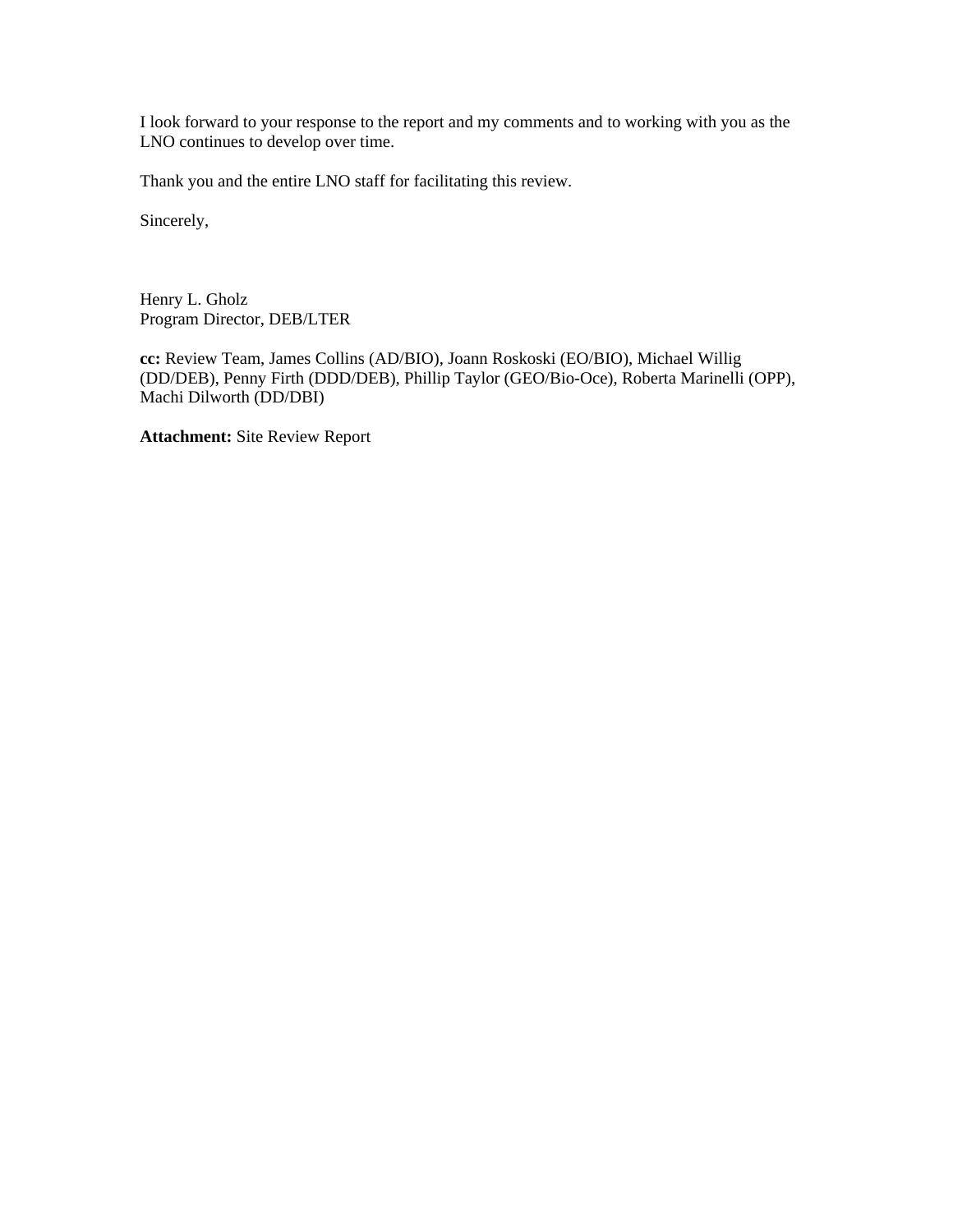I look forward to your response to the report and my comments and to working with you as the LNO continues to develop over time.

Thank you and the entire LNO staff for facilitating this review.

Sincerely,

Henry L. Gholz
Program Director, DEB/LTER

**cc:** Review Team, James Collins (AD/BIO), Joann Roskoski (EO/BIO), Michael Willig (DD/DEB), Penny Firth (DDD/DEB), Phillip Taylor (GEO/Bio-Oce), Roberta Marinelli (OPP), Machi Dilworth (DD/DBI)

**Attachment:** Site Review Report